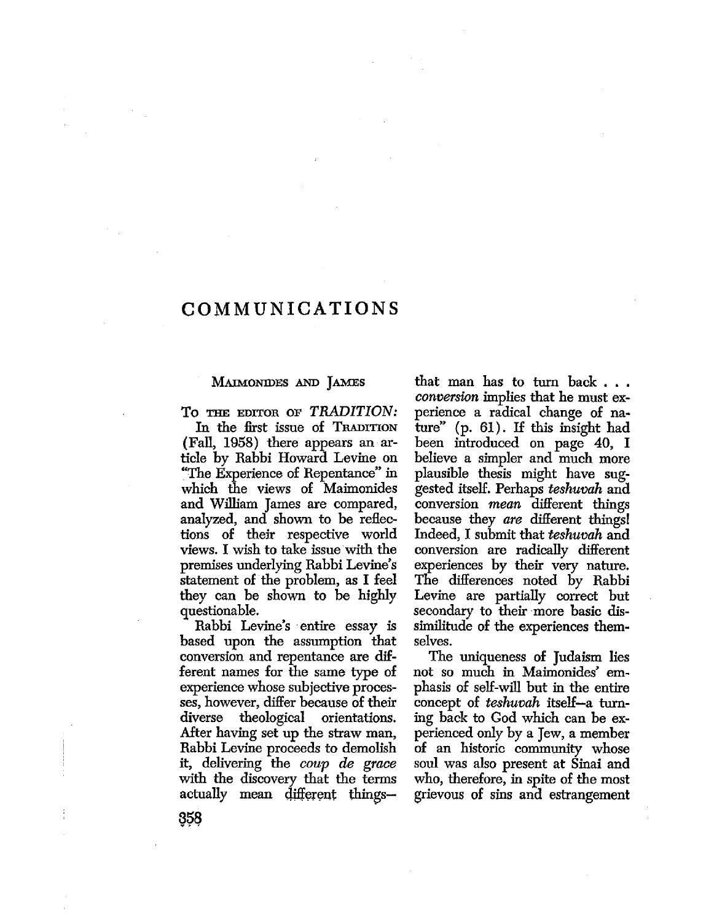# COMMUNICATIONS

## Maimonides and James

To the editor of *TRADITION:*

In the first issue of Tradition (Fall, 1958) there appears an article by Rabbi Howard Levine on "The Experience of Repentance" in which the views of Maimonides and William James are compared, analyzed, and shown to be reflections of their respective world views. I wish to take issue with the premises underlying Rabbi Levine's statement of the problem, as I feel they can be shown to be highly questionable.

Rabbi Levine's entire essay is based upon the assumption that conversion and repentance are different names for the same type of experience whose subjective processes, however, differ because of their diverse theological orientations. After having set up the straw man, Rabbi Levine proceeds to demolish it, delivering the *coup de grace* with the discovery that the terms actually mean different things—that man has to turn back . . . *conversion* implies that he must experience a radical change of nature" (p. 61). If this insight had been introduced on page 40, I believe a simpler and much more plausible thesis might have suggested itself. Perhaps *teshuvah* and conversion *mean* different things because they *are* different things! Indeed, I submit that *teshuvah* and conversion are radically different experiences by their very nature. The differences noted by Rabbi Levine are partially correct but secondary to their more basic dissimilitude of the experiences themselves.

The uniqueness of Judaism lies not so much in Maimonides' emphasis of self-will but in the entire concept of *teshuvah* itself—a turning back to God which can be experienced only by a Jew, a member of an historic community whose soul was also present at Sinai and who, therefore, in spite of the most grievous of sins and estrangement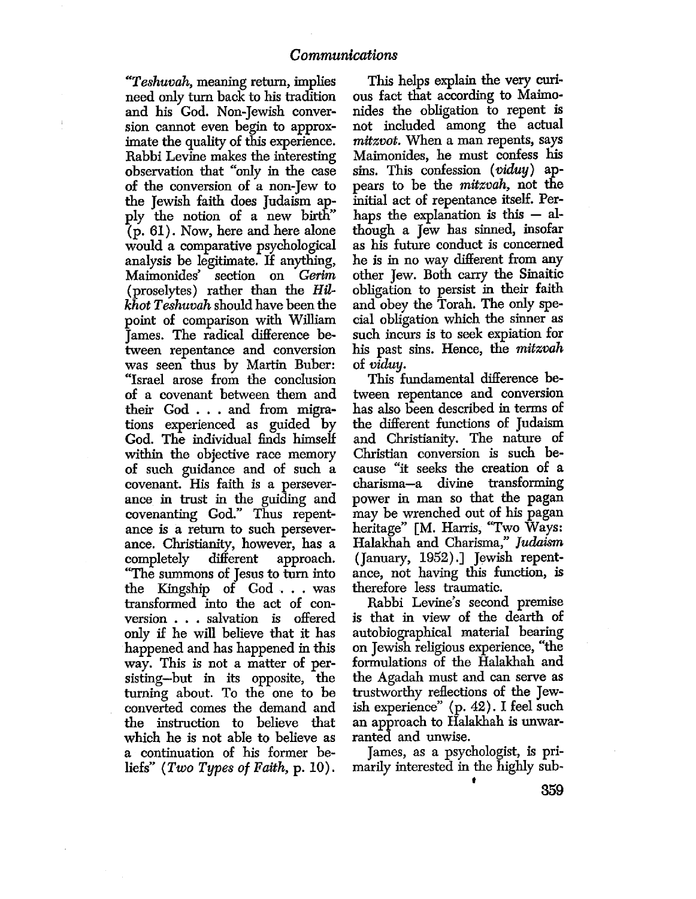"*Teshuvah*, meaning return, implies need only turn back to his tradition and his God. Non-Jewish conversion cannot even begin to approximate the quality of this experience. Rabbi Levine makes the interesting observation that "only in the case of the conversion of a non-Jew to the Jewish faith does Judaism apply the notion of a new birth" (p. 61). Now, here and here alone would a comparative psychological analysis be legitimate. If anything, Maimonides' section on *Gerim* (proselytes) rather than the *Hilkhot Teshuvah* should have been the point of comparison with William James. The radical difference between repentance and conversion was seen thus by Martin Buber: "Israel arose from the conclusion of a covenant between them and their God . . . and from migrations experienced as guided by God. The individual finds himself within the objective race memory of such guidance and of such a covenant. His faith is a perseverance in trust in the guiding and covenanting God." Thus repentance is a return to such perseverance. Christianity, however, has a completely different approach. "The summons of Jesus to turn into the Kingship of God . . . was transformed into the act of conversion . . . salvation is offered only if he will believe that it has happened and has happened in this way. This is not a matter of persisting—but in its opposite, the turning about. To the one to be converted comes the demand and the instruction to believe that which he is not able to believe as a continuation of his former beliefs" (*Two Types of Faith*, p. 10).

This helps explain the very curious fact that according to Maimonides the obligation to repent is not included among the actual *mitzvot*. When a man repents, says Maimonides, he must confess his sins. This confession (*viduy*) appears to be the *mitzvah*, not the initial act of repentance itself. Perhaps the explanation is this — although a Jew has sinned, insofar as his future conduct is concerned he is in no way different from any other Jew. Both carry the Sinaitic obligation to persist in their faith and obey the Torah. The only special obligation which the sinner as such incurs is to seek expiation for his past sins. Hence, the *mitzvah* of *viduy*.

This fundamental difference between repentance and conversion has also been described in terms of the different functions of Judaism and Christianity. The nature of Christian conversion is such because "it seeks the creation of a charisma—a divine transforming power in man so that the pagan may be wrenched out of his pagan heritage" [M. Harris, "Two Ways: Halakhah and Charisma," *Judaism* (January, 1952).] Jewish repentance, not having this function, is therefore less traumatic.

Rabbi Levine's second premise is that in view of the dearth of autobiographical material bearing on Jewish religious experience, "the formulations of the Halakhah and the Agadah must and can serve as trustworthy reflections of the Jewish experience" (p. 42). I feel such an approach to Halakhah is unwarranted and unwise.

James, as a psychologist, is primarily interested in the highly sub-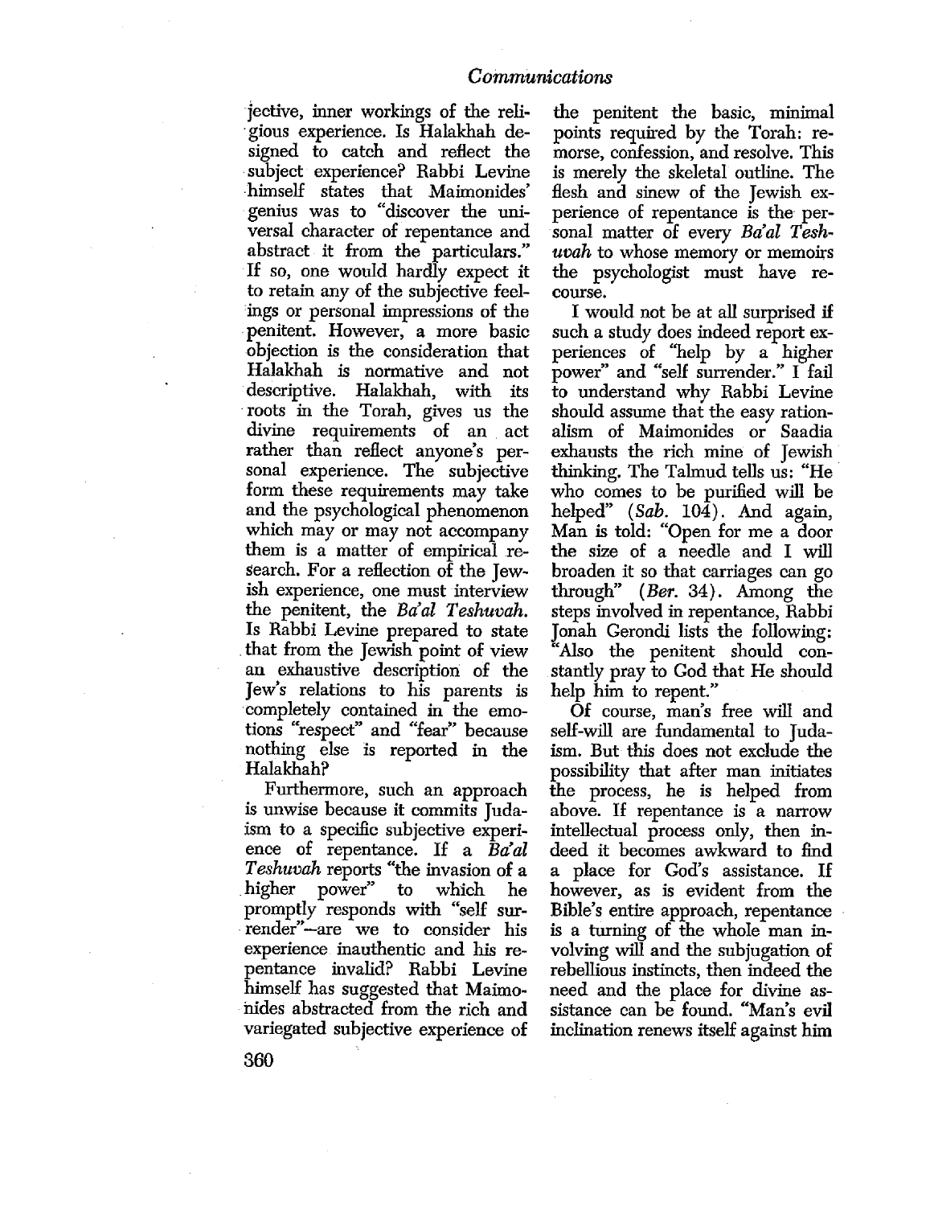jective, inner workings of the religious experience. Is Halakhah designed to catch and reflect the subject experience? Rabbi Levine himself states that Maimonides' genius was to "discover the universal character of repentance and abstract it from the particulars." If so, one would hardly expect it to retain any of the subjective feelings or personal impressions of the penitent. However, a more basic objection is the consideration that Halakhah is normative and not descriptive. Halakhah, with its roots in the Torah, gives us the divine requirements of an act rather than reflect anyone's personal experience. The subjective form these requirements may take and the psychological phenomenon which may or may not accompany them is a matter of empirical research. For a reflection of the Jewish experience, one must interview the penitent, the *Ba'al Teshuvah*. Is Rabbi Levine prepared to state that from the Jewish point of view an exhaustive description of the Jew's relations to his parents is completely contained in the emotions "respect" and "fear" because nothing else is reported in the Halakhah?

Furthermore, such an approach is unwise because it commits Judaism to a specific subjective experience of repentance. If a *Ba'al Teshuvah* reports "the invasion of a higher power" to which he promptly responds with "self surrender"—are we to consider his experience inauthentic and his repentance invalid? Rabbi Levine himself has suggested that Maimonides abstracted from the rich and variegated subjective experience of the penitent the basic, minimal points required by the Torah: remorse, confession, and resolve. This is merely the skeletal outline. The flesh and sinew of the Jewish experience of repentance is the personal matter of every *Ba'al Teshuvah* to whose memory or memoirs the psychologist must have recourse.

I would not be at all surprised if such a study does indeed report experiences of "help by a higher power" and "self surrender." I fail to understand why Rabbi Levine should assume that the easy rationalism of Maimonides or Saadia exhausts the rich mine of Jewish thinking. The Talmud tells us: "He who comes to be purified will be helped" (*Sab.* 104). And again, Man is told: "Open for me a door the size of a needle and I will broaden it so that carriages can go through" (*Ber.* 34). Among the steps involved in repentance, Rabbi Jonah Gerondi lists the following: "Also the penitent should constantly pray to God that He should help him to repent."

Of course, man's free will and self-will are fundamental to Judaism. But this does not exclude the possibility that after man initiates the process, he is helped from above. If repentance is a narrow intellectual process only, then indeed it becomes awkward to find a place for God's assistance. If however, as is evident from the Bible's entire approach, repentance is a turning of the whole man involving will and the subjugation of rebellious instincts, then indeed the need and the place for divine assistance can be found. "Man's evil inclination renews itself against him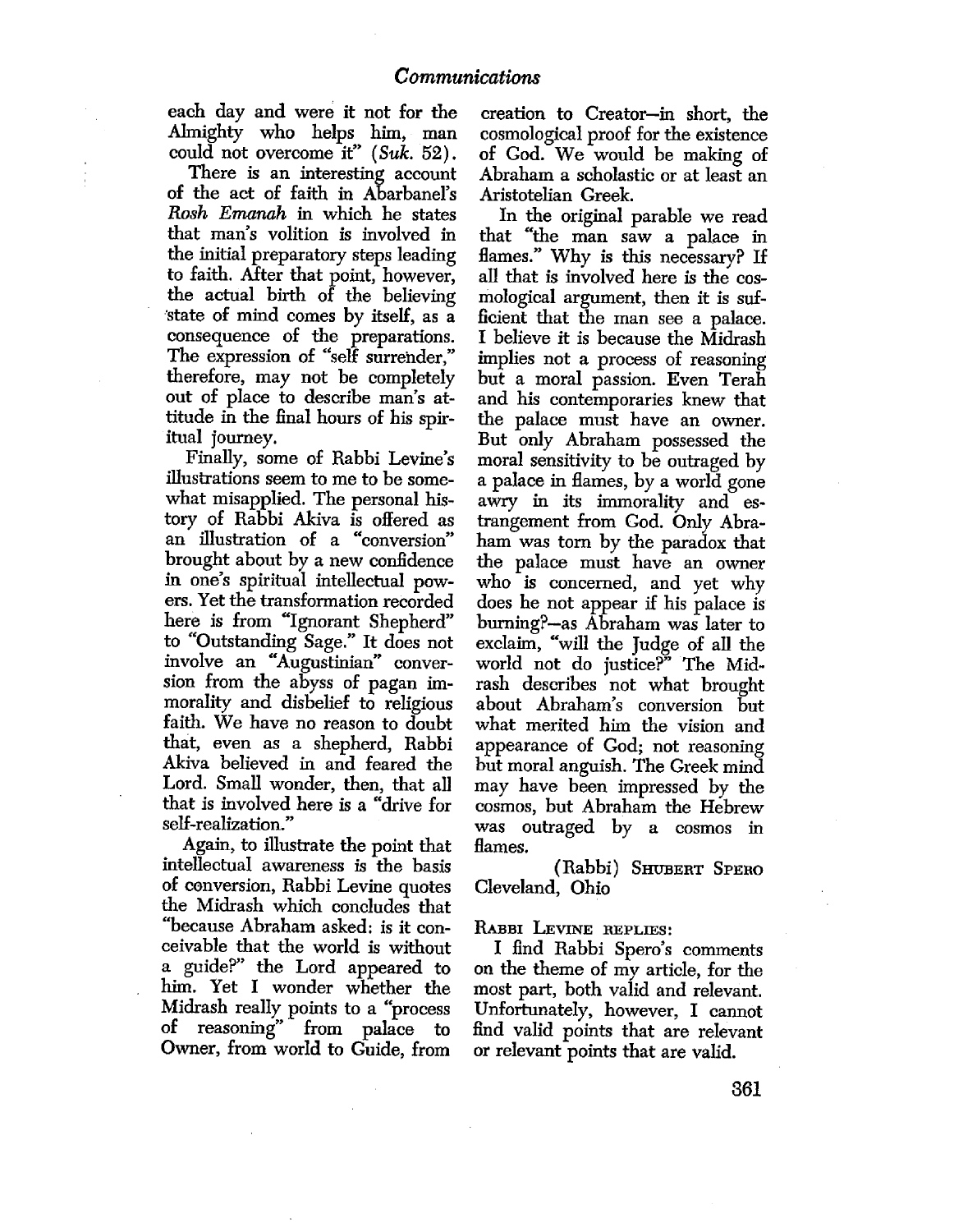each day and were it not for the Almighty who helps him, man could not overcome it" (*Suk.* 52).

There is an interesting account of the act of faith in Abarbanel's *Rosh Emanah* in which he states that man's volition is involved in the initial preparatory steps leading to faith. After that point, however, the actual birth of the believing state of mind comes by itself, as a consequence of the preparations. The expression of "self surrender," therefore, may not be completely out of place to describe man's attitude in the final hours of his spiritual journey.

Finally, some of Rabbi Levine's illustrations seem to me to be somewhat misapplied. The personal history of Rabbi Akiva is offered as an illustration of a "conversion" brought about by a new confidence in one's spiritual intellectual powers. Yet the transformation recorded here is from "Ignorant Shepherd" to "Outstanding Sage." It does not involve an "Augustinian" conversion from the abyss of pagan immorality and disbelief to religious faith. We have no reason to doubt that, even as a shepherd, Rabbi Akiva believed in and feared the Lord. Small wonder, then, that all that is involved here is a "drive for self-realization."

Again, to illustrate the point that intellectual awareness is the basis of conversion, Rabbi Levine quotes the Midrash which concludes that "because Abraham asked: is it conceivable that the world is without a guide?" the Lord appeared to him. Yet I wonder whether the Midrash really points to a "process of reasoning" from palace to Owner, from world to Guide, from creation to Creator—in short, the cosmological proof for the existence of God. We would be making of Abraham a scholastic or at least an Aristotelian Greek.

In the original parable we read that "the man saw a palace in flames." Why is this necessary? If all that is involved here is the cosmological argument, then it is sufficient that the man see a palace. I believe it is because the Midrash implies not a process of reasoning but a moral passion. Even Terah and his contemporaries knew that the palace must have an owner. But only Abraham possessed the moral sensitivity to be outraged by a palace in flames, by a world gone awry in its immorality and estrangement from God. Only Abraham was torn by the paradox that the palace must have an owner who is concerned, and yet why does he not appear if his palace is burning?—as Abraham was later to exclaim, "will the Judge of all the world not do justice?" The Midrash describes not what brought about Abraham's conversion but what merited him the vision and appearance of God; not reasoning but moral anguish. The Greek mind may have been impressed by the cosmos, but Abraham the Hebrew was outraged by a cosmos in flames.

(Rabbi) Shubert Spero
Cleveland, Ohio

Rabbi Levine replies:

I find Rabbi Spero's comments on the theme of my article, for the most part, both valid and relevant. Unfortunately, however, I cannot find valid points that are relevant or relevant points that are valid.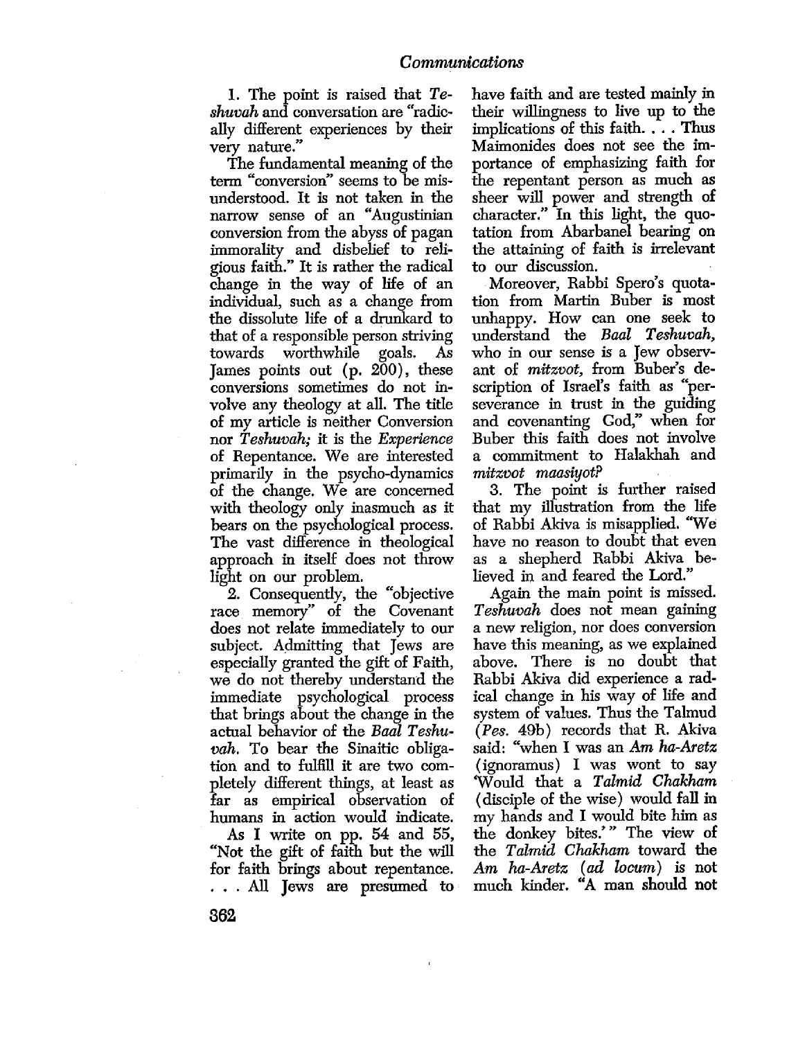1. The point is raised that *Teshuvah* and conversation are "radically different experiences by their very nature."

The fundamental meaning of the term "conversion" seems to be misunderstood. It is not taken in the narrow sense of an "Augustinian conversion from the abyss of pagan immorality and disbelief to religious faith." It is rather the radical change in the way of life of an individual, such as a change from the dissolute life of a drunkard to that of a responsible person striving towards worthwhile goals. As James points out (p. 200), these conversions sometimes do not involve any theology at all. The title of my article is neither Conversion nor *Teshuvah;* it is the *Experience* of Repentance. We are interested primarily in the psycho-dynamics of the change. We are concerned with theology only inasmuch as it bears on the psychological process. The vast difference in theological approach in itself does not throw light on our problem.

2. Consequently, the "objective race memory" of the Covenant does not relate immediately to our subject. Admitting that Jews are especially granted the gift of Faith, we do not thereby understand the immediate psychological process that brings about the change in the actual behavior of the *Baal Teshuvah.* To bear the Sinaitic obligation and to fulfill it are two completely different things, at least as far as empirical observation of humans in action would indicate.

As I write on pp. 54 and 55, "Not the gift of faith but the will for faith brings about repentance. . . . All Jews are presumed to have faith and are tested mainly in their willingness to live up to the implications of this faith. . . . Thus Maimonides does not see the importance of emphasizing faith for the repentant person as much as sheer will power and strength of character." In this light, the quotation from Abarbanel bearing on the attaining of faith is irrelevant to our discussion.

Moreover, Rabbi Spero's quotation from Martin Buber is most unhappy. How can one seek to understand the *Baal Teshuvah,* who in our sense is a Jew observant of *mitzvot,* from Buber's description of Israel's faith as "perseverance in trust in the guiding and covenanting God," when for Buber this faith does not involve a commitment to Halakhah and *mitzvot maasiyot?*

3. The point is further raised that my illustration from the life of Rabbi Akiva is misapplied. "We have no reason to doubt that even as a shepherd Rabbi Akiva believed in and feared the Lord."

Again the main point is missed. *Teshuvah* does not mean gaining a new religion, nor does conversion have this meaning, as we explained above. There is no doubt that Rabbi Akiva did experience a radical change in his way of life and system of values. Thus the Talmud (*Pes.* 49b) records that R. Akiva said: "when I was an *Am ha-Aretz* (ignoramus) I was wont to say 'Would that a *Talmid Chakham* (disciple of the wise) would fall in my hands and I would bite him as the donkey bites.'" The view of the *Talmid Chakham* toward the *Am ha-Aretz* (*ad locum*) is not much kinder. "A man should not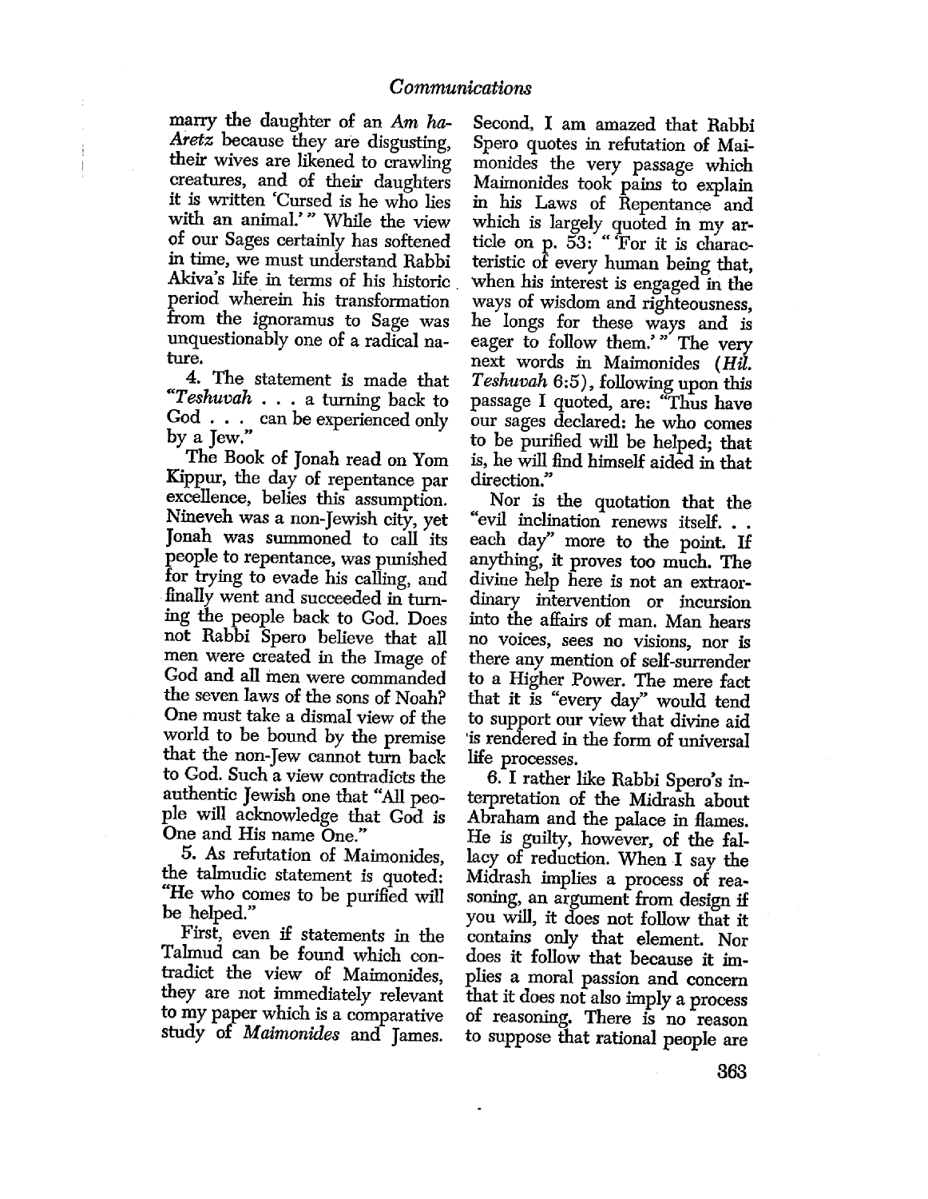marry the daughter of an *Am ha-Aretz* because they are disgusting, their wives are likened to crawling creatures, and of their daughters it is written 'Cursed is he who lies with an animal.'" While the view of our Sages certainly has softened in time, we must understand Rabbi Akiva's life in terms of his historic period wherein his transformation from the ignoramus to Sage was unquestionably one of a radical nature.

4. The statement is made that "*Teshuvah* . . . a turning back to God . . . can be experienced only by a Jew."

The Book of Jonah read on Yom Kippur, the day of repentance par excellence, belies this assumption. Nineveh was a non-Jewish city, yet Jonah was summoned to call its people to repentance, was punished for trying to evade his calling, and finally went and succeeded in turning the people back to God. Does not Rabbi Spero believe that all men were created in the Image of God and all men were commanded the seven laws of the sons of Noah? One must take a dismal view of the world to be bound by the premise that the non-Jew cannot turn back to God. Such a view contradicts the authentic Jewish one that "All people will acknowledge that God is One and His name One."

5. As refutation of Maimonides, the talmudic statement is quoted: "He who comes to be purified will be helped."

First, even if statements in the Talmud can be found which contradict the view of Maimonides, they are not immediately relevant to my paper which is a comparative study of *Maimonides* and James.

Second, I am amazed that Rabbi Spero quotes in refutation of Maimonides the very passage which Maimonides took pains to explain in his Laws of Repentance and which is largely quoted in my article on p. 53: "'For it is characteristic of every human being that, when his interest is engaged in the ways of wisdom and righteousness, he longs for these ways and is eager to follow them.'" The very next words in Maimonides (*Hil. Teshuvah* 6:5), following upon this passage I quoted, are: "Thus have our sages declared: he who comes to be purified will be helped; that is, he will find himself aided in that direction."

Nor is the quotation that the "evil inclination renews itself. . . each day" more to the point. If anything, it proves too much. The divine help here is not an extraordinary intervention or incursion into the affairs of man. Man hears no voices, sees no visions, nor is there any mention of self-surrender to a Higher Power. The mere fact that it is "every day" would tend to support our view that divine aid is rendered in the form of universal life processes.

6. I rather like Rabbi Spero's interpretation of the Midrash about Abraham and the palace in flames. He is guilty, however, of the fallacy of reduction. When I say the Midrash implies a process of reasoning, an argument from design if you will, it does not follow that it contains only that element. Nor does it follow that because it implies a moral passion and concern that it does not also imply a process of reasoning. There is no reason to suppose that rational people are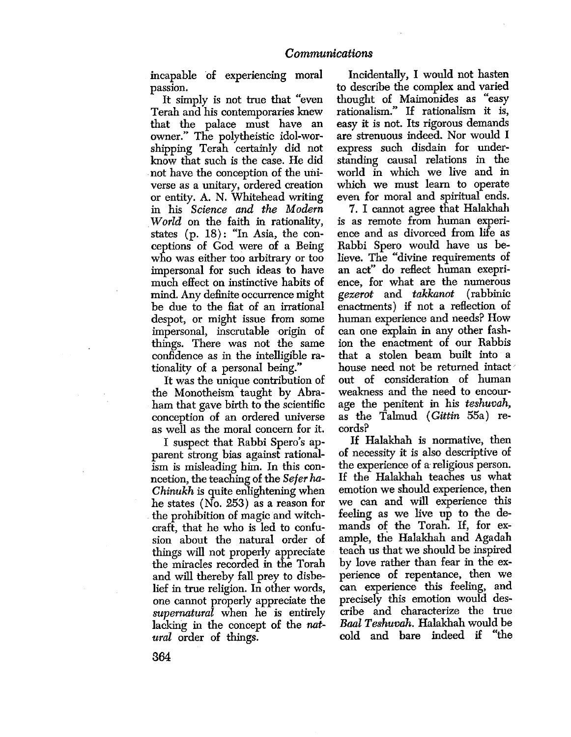incapable of experiencing moral passion.

It simply is not true that "even Terah and his contemporaries knew that the palace must have an owner." The polytheistic idol-worshipping Terah certainly did not know that such is the case. He did not have the conception of the universe as a unitary, ordered creation or entity. A. N. Whitehead writing in his *Science and the Modern World* on the faith in rationality, states (p. 18): "In Asia, the conceptions of God were of a Being who was either too arbitrary or too impersonal for such ideas to have much effect on instinctive habits of mind. Any definite occurrence might be due to the fiat of an irrational despot, or might issue from some impersonal, inscrutable origin of things. There was not the same confidence as in the intelligible rationality of a personal being."

It was the unique contribution of the Monotheism taught by Abraham that gave birth to the scientific conception of an ordered universe as well as the moral concern for it.

I suspect that Rabbi Spero's apparent strong bias against rationalism is misleading him. In this conncetion, the teaching of the *Sefer ha-Chinukh* is quite enlightening when he states (No. 253) as a reason for the prohibition of magic and witchcraft, that he who is led to confusion about the natural order of things will not properly appreciate the miracles recorded in the Torah and will thereby fall prey to disbelief in true religion. In other words, one cannot properly appreciate the *supernatural* when he is entirely lacking in the concept of the *natural* order of things.

Incidentally, I would not hasten to describe the complex and varied thought of Maimonides as "easy rationalism." If rationalism it is, easy it is not. Its rigorous demands are strenuous indeed. Nor would I express such disdain for understanding causal relations in the world in which we live and in which we must learn to operate even for moral and spiritual ends.

7. I cannot agree that Halakhah is as remote from human experience and as divorced from life as Rabbi Spero would have us believe. The "divine requirements of an act" do reflect human exeprience, for what are the numerous *gezerot* and *takkanot* (rabbinic enactments) if not a reflection of human experience and needs? How can one explain in any other fashion the enactment of our Rabbis that a stolen beam built into a house need not be returned intact out of consideration of human weakness and the need to encourage the penitent in his *teshuvah,* as the Talmud (*Gittin* 55a) records?

If Halakhah is normative, then of necessity it is also descriptive of the experience of a religious person. If the Halakhah teaches us what emotion we should experience, then we can and will experience this feeling as we live up to the demands of the Torah. If, for example, the Halakhah and Agadah teach us that we should be inspired by love rather than fear in the experience of repentance, then we can experience this feeling, and precisely this emotion would describe and characterize the true *Baal Teshuvah.* Halakhah would be cold and bare indeed if "the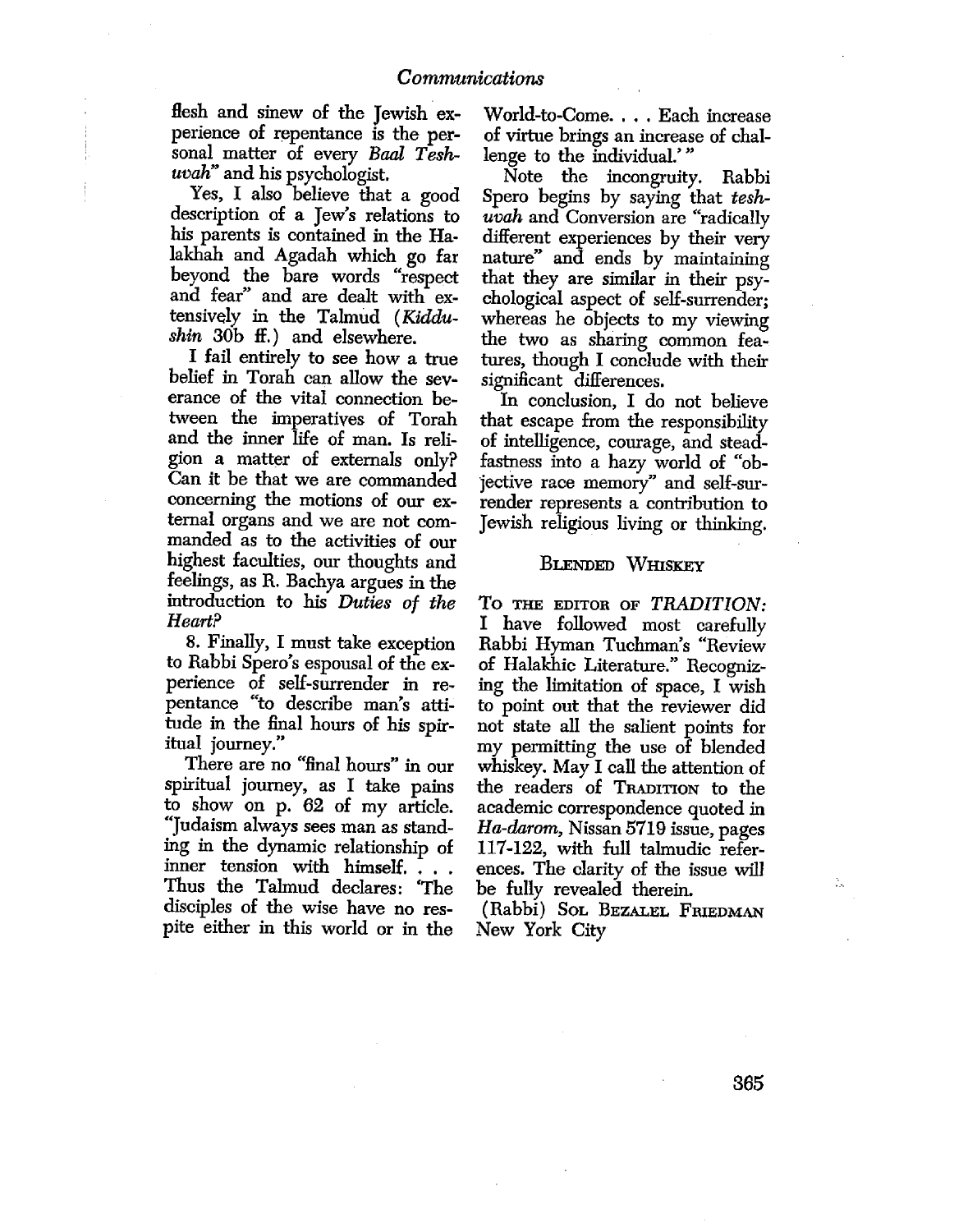flesh and sinew of the Jewish experience of repentance is the personal matter of every *Baal Teshuvah*" and his psychologist.

Yes, I also believe that a good description of a Jew's relations to his parents is contained in the Halakhah and Agadah which go far beyond the bare words "respect and fear" and are dealt with extensively in the Talmud (*Kiddushin* 30b ff.) and elsewhere.

I fail entirely to see how a true belief in Torah can allow the severance of the vital connection between the imperatives of Torah and the inner life of man. Is religion a matter of externals only? Can it be that we are commanded concerning the motions of our external organs and we are not commanded as to the activities of our highest faculties, our thoughts and feelings, as R. Bachya argues in the introduction to his *Duties of the Heart*?

8. Finally, I must take exception to Rabbi Spero's espousal of the experience of self-surrender in repentance "to describe man's attitude in the final hours of his spiritual journey."

There are no "final hours" in our spiritual journey, as I take pains to show on p. 62 of my article. "Judaism always sees man as standing in the dynamic relationship of inner tension with himself. . . . Thus the Talmud declares: 'The disciples of the wise have no respite either in this world or in the World-to-Come. . . . Each increase of virtue brings an increase of challenge to the individual.'"

Note the incongruity. Rabbi Spero begins by saying that *teshuvah* and Conversion are "radically different experiences by their very nature" and ends by maintaining that they are similar in their psychological aspect of self-surrender; whereas he objects to my viewing the two as sharing common features, though I conclude with their significant differences.

In conclusion, I do not believe that escape from the responsibility of intelligence, courage, and steadfastness into a hazy world of "objective race memory" and self-surrender represents a contribution to Jewish religious living or thinking.

## Blended Whiskey

To the editor of *TRADITION:*

I have followed most carefully Rabbi Hyman Tuchman's "Review of Halakhic Literature." Recognizing the limitation of space, I wish to point out that the reviewer did not state all the salient points for my permitting the use of blended whiskey. May I call the attention of the readers of Tradition to the academic correspondence quoted in *Ha-darom*, Nissan 5719 issue, pages 117-122, with full talmudic references. The clarity of the issue will be fully revealed therein.

(Rabbi) Sol Bezalel Friedman
New York City